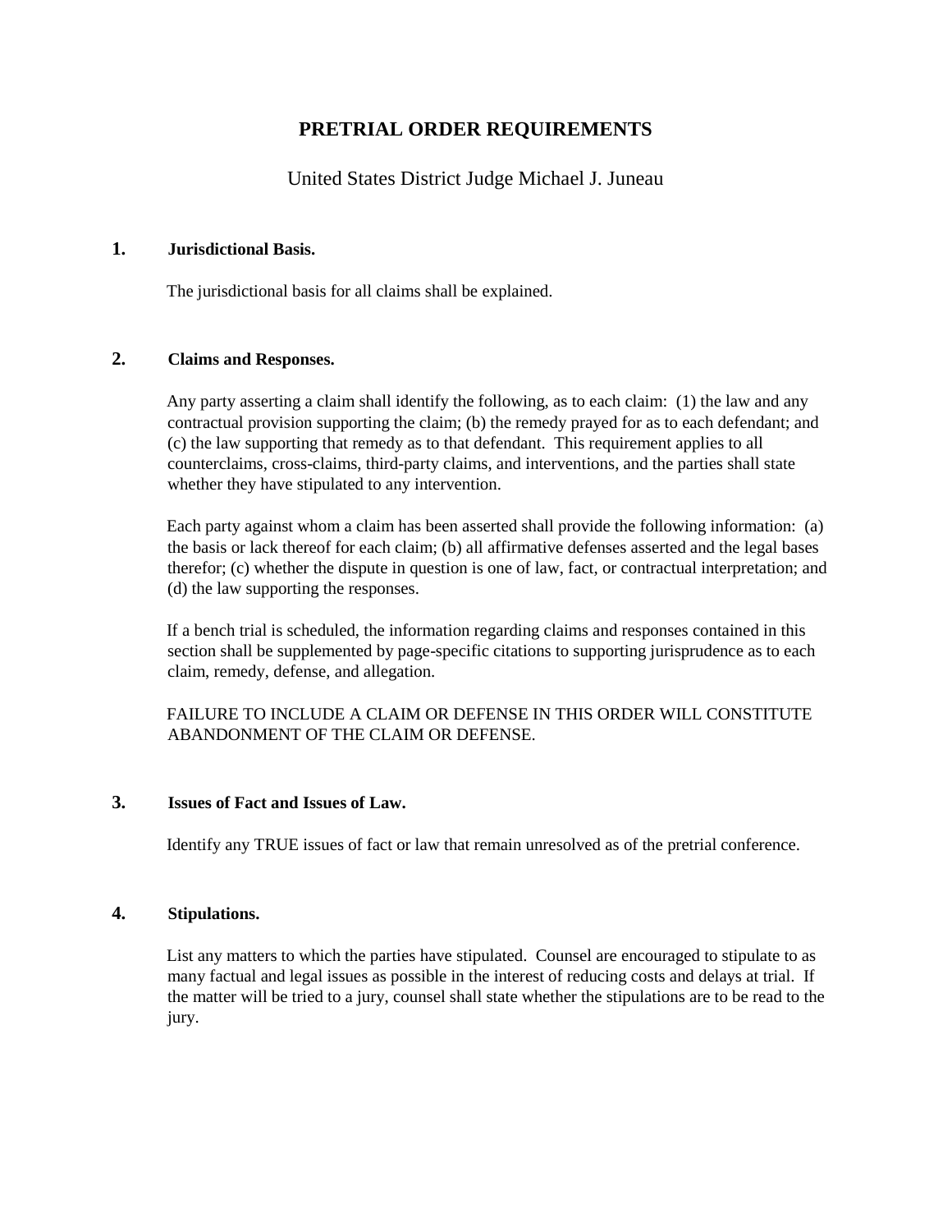# PRETRIAL ORDER REQUIREMENTS

United States District Judge Michael J. Juneau

## 1. Jurisdictional Basis.

The jurisdictional basis for all claims shall be explained.

## 2. Claims and Responses.

Any party asserting a claim shall identify the following, as to each claim: (1) the law and any contractual provision supporting the claim; (b) the remedy prayed for as to each defendant; and (c) the law supporting that remedy as to that defendant. This requirement applies to all counterclaims, cross-claims, third-party claims, and interventions, and the parties shall state whether they have stipulated to any intervention.

Each party against whom a claim has been asserted shall provide the following information: (a) the basis or lack thereof for each claim; (b) all affirmative defenses asserted and the legal bases therefor; (c) whether the dispute in question is one of law, fact, or contractual interpretation; and (d) the law supporting the responses.

If a bench trial is scheduled, the information regarding claims and responses contained in this section shall be supplemented by page-specific citations to supporting jurisprudence as to each claim, remedy, defense, and allegation.

FAILURE TO INCLUDE A CLAIM OR DEFENSE IN THIS ORDER WILL CONSTITUTE ABANDONMENT OF THE CLAIM OR DEFENSE.

## 3. Issues of Fact and Issues of Law.

Identify any TRUE issues of fact or law that remain unresolved as of the pretrial conference.

## 4. Stipulations.

List any matters to which the parties have stipulated. Counsel are encouraged to stipulate to as many factual and legal issues as possible in the interest of reducing costs and delays at trial. If the matter will be tried to a jury, counsel shall state whether the stipulations are to be read to the jury.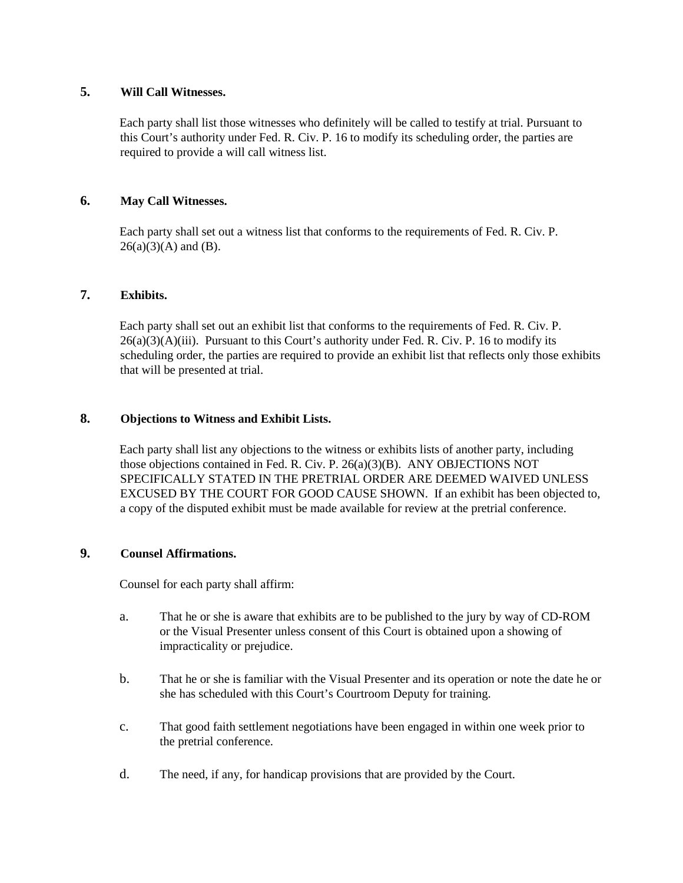**5. Will Call Witnesses.**

Each party shall list those witnesses who definitely will be called to testify at trial. Pursuant to this Court's authority under Fed. R. Civ. P. 16 to modify its scheduling order, the parties are required to provide a will call witness list.

**6. May Call Witnesses.**

Each party shall set out a witness list that conforms to the requirements of Fed. R. Civ. P. 26(a)(3)(A) and (B).

**7. Exhibits.**

Each party shall set out an exhibit list that conforms to the requirements of Fed. R. Civ. P. 26(a)(3)(A)(iii). Pursuant to this Court's authority under Fed. R. Civ. P. 16 to modify its scheduling order, the parties are required to provide an exhibit list that reflects only those exhibits that will be presented at trial.

**8. Objections to Witness and Exhibit Lists.**

Each party shall list any objections to the witness or exhibits lists of another party, including those objections contained in Fed. R. Civ. P. 26(a)(3)(B). ANY OBJECTIONS NOT SPECIFICALLY STATED IN THE PRETRIAL ORDER ARE DEEMED WAIVED UNLESS EXCUSED BY THE COURT FOR GOOD CAUSE SHOWN. If an exhibit has been objected to, a copy of the disputed exhibit must be made available for review at the pretrial conference.

**9. Counsel Affirmations.**

Counsel for each party shall affirm:

a. That he or she is aware that exhibits are to be published to the jury by way of CD-ROM or the Visual Presenter unless consent of this Court is obtained upon a showing of impracticality or prejudice.

b. That he or she is familiar with the Visual Presenter and its operation or note the date he or she has scheduled with this Court's Courtroom Deputy for training.

c. That good faith settlement negotiations have been engaged in within one week prior to the pretrial conference.

d. The need, if any, for handicap provisions that are provided by the Court.